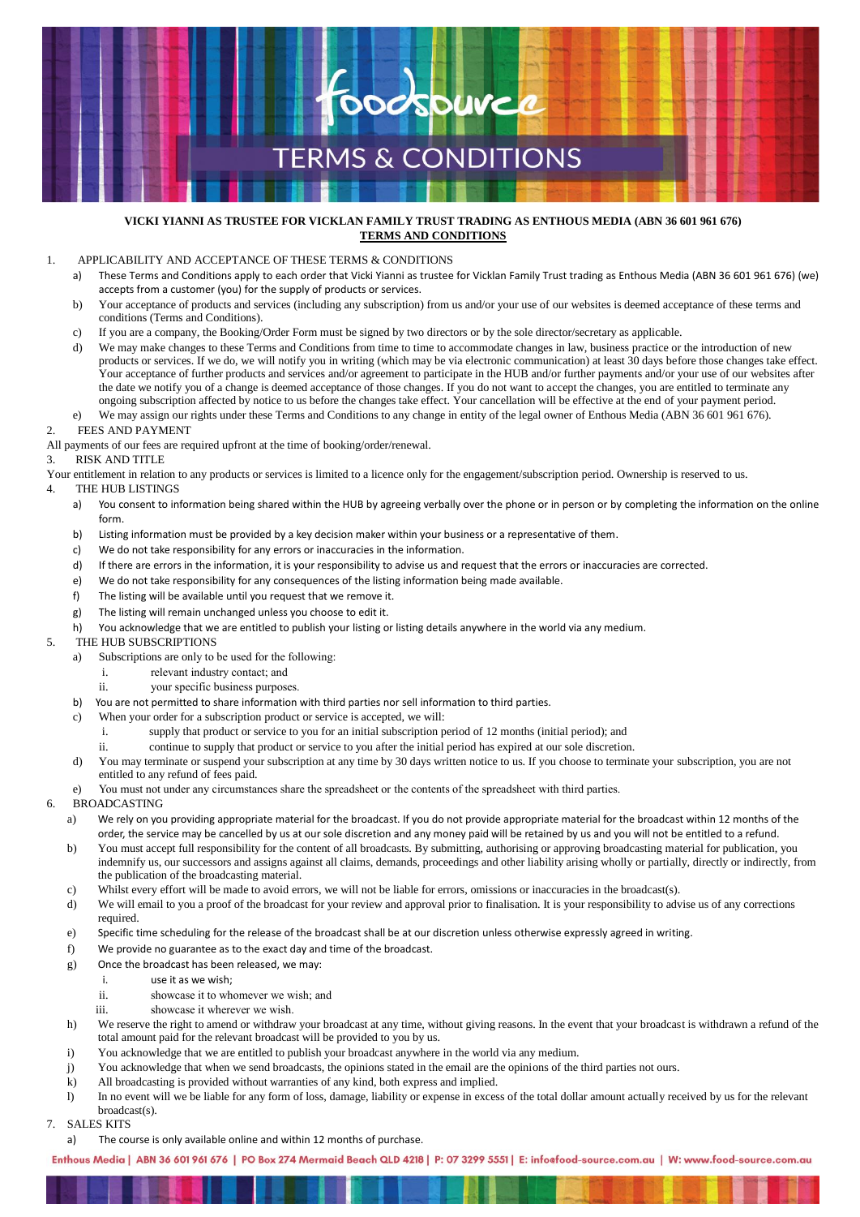# foodsource TERMS & CONDITIONS

**VICKI YIANNI AS TRUSTEE FOR VICKLAN FAMILY TRUST TRADING AS ENTHOUS MEDIA (ABN 36 601 961 676)**
**TERMS AND CONDITIONS**

1. APPLICABILITY AND ACCEPTANCE OF THESE TERMS & CONDITIONS
   a) These Terms and Conditions apply to each order that Vicki Yianni as trustee for Vicklan Family Trust trading as Enthous Media (ABN 36 601 961 676) (we) accepts from a customer (you) for the supply of products or services.
   b) Your acceptance of products and services (including any subscription) from us and/or your use of our websites is deemed acceptance of these terms and conditions (Terms and Conditions).
   c) If you are a company, the Booking/Order Form must be signed by two directors or by the sole director/secretary as applicable.
   d) We may make changes to these Terms and Conditions from time to time to accommodate changes in law, business practice or the introduction of new products or services. If we do, we will notify you in writing (which may be via electronic communication) at least 30 days before those changes take effect. Your acceptance of further products and services and/or agreement to participate in the HUB and/or further payments and/or your use of our websites after the date we notify you of a change is deemed acceptance of those changes. If you do not want to accept the changes, you are entitled to terminate any ongoing subscription affected by notice to us before the changes take effect. Your cancellation will be effective at the end of your payment period.
   e) We may assign our rights under these Terms and Conditions to any change in entity of the legal owner of Enthous Media (ABN 36 601 961 676).
2. FEES AND PAYMENT

All payments of our fees are required upfront at the time of booking/order/renewal.

3. RISK AND TITLE

Your entitlement in relation to any products or services is limited to a licence only for the engagement/subscription period. Ownership is reserved to us.

4. THE HUB LISTINGS
   a) You consent to information being shared within the HUB by agreeing verbally over the phone or in person or by completing the information on the online form.
   b) Listing information must be provided by a key decision maker within your business or a representative of them.
   c) We do not take responsibility for any errors or inaccuracies in the information.
   d) If there are errors in the information, it is your responsibility to advise us and request that the errors or inaccuracies are corrected.
   e) We do not take responsibility for any consequences of the listing information being made available.
   f) The listing will be available until you request that we remove it.
   g) The listing will remain unchanged unless you choose to edit it.
   h) You acknowledge that we are entitled to publish your listing or listing details anywhere in the world via any medium.
5. THE HUB SUBSCRIPTIONS
   a) Subscriptions are only to be used for the following:
      i. relevant industry contact; and
      ii. your specific business purposes.
   b) You are not permitted to share information with third parties nor sell information to third parties.
   c) When your order for a subscription product or service is accepted, we will:
      i. supply that product or service to you for an initial subscription period of 12 months (initial period); and
      ii. continue to supply that product or service to you after the initial period has expired at our sole discretion.
   d) You may terminate or suspend your subscription at any time by 30 days written notice to us. If you choose to terminate your subscription, you are not entitled to any refund of fees paid.
   e) You must not under any circumstances share the spreadsheet or the contents of the spreadsheet with third parties.
6. BROADCASTING
   a) We rely on you providing appropriate material for the broadcast. If you do not provide appropriate material for the broadcast within 12 months of the order, the service may be cancelled by us at our sole discretion and any money paid will be retained by us and you will not be entitled to a refund.
   b) You must accept full responsibility for the content of all broadcasts. By submitting, authorising or approving broadcasting material for publication, you indemnify us, our successors and assigns against all claims, demands, proceedings and other liability arising wholly or partially, directly or indirectly, from the publication of the broadcasting material.
   c) Whilst every effort will be made to avoid errors, we will not be liable for errors, omissions or inaccuracies in the broadcast(s).
   d) We will email to you a proof of the broadcast for your review and approval prior to finalisation. It is your responsibility to advise us of any corrections required.
   e) Specific time scheduling for the release of the broadcast shall be at our discretion unless otherwise expressly agreed in writing.
   f) We provide no guarantee as to the exact day and time of the broadcast.
   g) Once the broadcast has been released, we may:
      i. use it as we wish;
      ii. showcase it to whomever we wish; and
      iii. showcase it wherever we wish.
   h) We reserve the right to amend or withdraw your broadcast at any time, without giving reasons. In the event that your broadcast is withdrawn a refund of the total amount paid for the relevant broadcast will be provided to you by us.
   i) You acknowledge that we are entitled to publish your broadcast anywhere in the world via any medium.
   j) You acknowledge that when we send broadcasts, the opinions stated in the email are the opinions of the third parties not ours.
   k) All broadcasting is provided without warranties of any kind, both express and implied.
   l) In no event will we be liable for any form of loss, damage, liability or expense in excess of the total dollar amount actually received by us for the relevant broadcast(s).
7. SALES KITS
   a) The course is only available online and within 12 months of purchase.

Enthous Media | ABN 36 601 961 676 | PO Box 274 Mermaid Beach QLD 4218 | P: 07 3299 5551 | E: info@food-source.com.au | W: www.food-source.com.au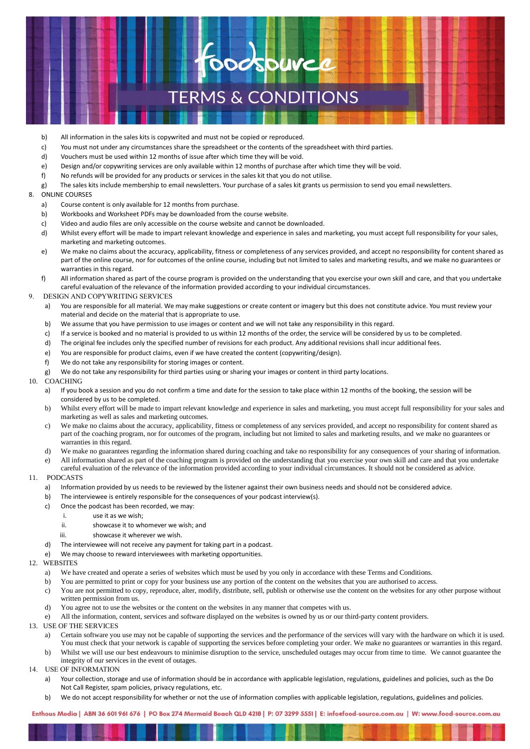b) All information in the sales kits is copywrited and must not be copied or reproduced.

c) You must not under any circumstances share the spreadsheet or the contents of the spreadsheet with third parties.

d) Vouchers must be used within 12 months of issue after which time they will be void.

e) Design and/or copywriting services are only available within 12 months of purchase after which time they will be void.

f) No refunds will be provided for any products or services in the sales kit that you do not utilise.

g) The sales kits include membership to email newsletters. Your purchase of a sales kit grants us permission to send you email newsletters.

8. ONLINE COURSES

a) Course content is only available for 12 months from purchase.

b) Workbooks and Worksheet PDFs may be downloaded from the course website.

c) Video and audio files are only accessible on the course website and cannot be downloaded.

d) Whilst every effort will be made to impart relevant knowledge and experience in sales and marketing, you must accept full responsibility for your sales, marketing and marketing outcomes.

e) We make no claims about the accuracy, applicability, fitness or completeness of any services provided, and accept no responsibility for content shared as part of the online course, nor for outcomes of the online course, including but not limited to sales and marketing results, and we make no guarantees or warranties in this regard.

f) All information shared as part of the course program is provided on the understanding that you exercise your own skill and care, and that you undertake careful evaluation of the relevance of the information provided according to your individual circumstances.

9. DESIGN AND COPYWRITING SERVICES

a) You are responsible for all material. We may make suggestions or create content or imagery but this does not constitute advice. You must review your material and decide on the material that is appropriate to use.

b) We assume that you have permission to use images or content and we will not take any responsibility in this regard.

c) If a service is booked and no material is provided to us within 12 months of the order, the service will be considered by us to be completed.

d) The original fee includes only the specified number of revisions for each product. Any additional revisions shall incur additional fees.

e) You are responsible for product claims, even if we have created the content (copywriting/design).

f) We do not take any responsibility for storing images or content.

g) We do not take any responsibility for third parties using or sharing your images or content in third party locations.

10. COACHING

a) If you book a session and you do not confirm a time and date for the session to take place within 12 months of the booking, the session will be considered by us to be completed.

b) Whilst every effort will be made to impart relevant knowledge and experience in sales and marketing, you must accept full responsibility for your sales and marketing as well as sales and marketing outcomes.

c) We make no claims about the accuracy, applicability, fitness or completeness of any services provided, and accept no responsibility for content shared as part of the coaching program, nor for outcomes of the program, including but not limited to sales and marketing results, and we make no guarantees or warranties in this regard.

d) We make no guarantees regarding the information shared during coaching and take no responsibility for any consequences of your sharing of information.

e) All information shared as part of the coaching program is provided on the understanding that you exercise your own skill and care and that you undertake careful evaluation of the relevance of the information provided according to your individual circumstances. It should not be considered as advice.

11. PODCASTS

a) Information provided by us needs to be reviewed by the listener against their own business needs and should not be considered advice.

b) The interviewee is entirely responsible for the consequences of your podcast interview(s).

c) Once the podcast has been recorded, we may:

i. use it as we wish;

ii. showcase it to whomever we wish; and

iii. showcase it wherever we wish.

d) The interviewee will not receive any payment for taking part in a podcast.

e) We may choose to reward interviewees with marketing opportunities.

12. WEBSITES

a) We have created and operate a series of websites which must be used by you only in accordance with these Terms and Conditions.

b) You are permitted to print or copy for your business use any portion of the content on the websites that you are authorised to access.

c) You are not permitted to copy, reproduce, alter, modify, distribute, sell, publish or otherwise use the content on the websites for any other purpose without written permission from us.

d) You agree not to use the websites or the content on the websites in any manner that competes with us.

e) All the information, content, services and software displayed on the websites is owned by us or our third-party content providers.

13. USE OF THE SERVICES

a) Certain software you use may not be capable of supporting the services and the performance of the services will vary with the hardware on which it is used. You must check that your network is capable of supporting the services before completing your order. We make no guarantees or warranties in this regard.

b) Whilst we will use our best endeavours to minimise disruption to the service, unscheduled outages may occur from time to time. We cannot guarantee the integrity of our services in the event of outages.

14. USE OF INFORMATION

a) Your collection, storage and use of information should be in accordance with applicable legislation, regulations, guidelines and policies, such as the Do Not Call Register, spam policies, privacy regulations, etc.

b) We do not accept responsibility for whether or not the use of information complies with applicable legislation, regulations, guidelines and policies.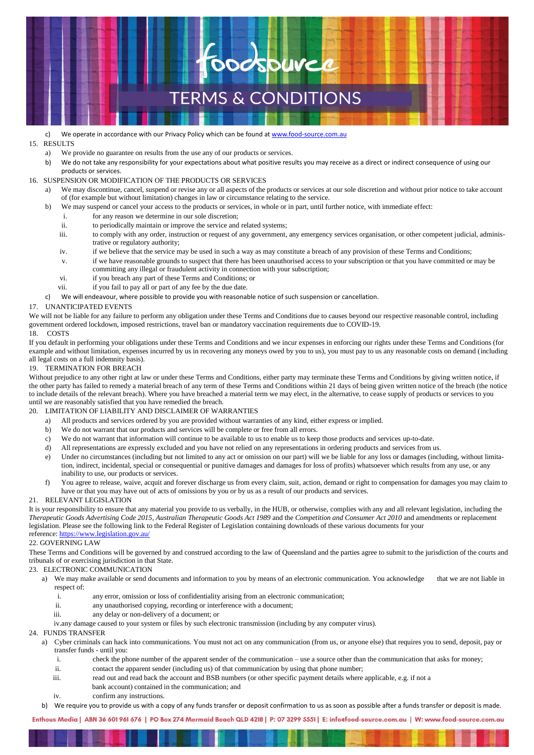c) We operate in accordance with our Privacy Policy which can be found at www.food-source.com.au

15. RESULTS

a) We provide no guarantee on results from the use any of our products or services.

b) We do not take any responsibility for your expectations about what positive results you may receive as a direct or indirect consequence of using our products or services.

16. SUSPENSION OR MODIFICATION OF THE PRODUCTS OR SERVICES

a) We may discontinue, cancel, suspend or revise any or all aspects of the products or services at our sole discretion and without prior notice to take account of (for example but without limitation) changes in law or circumstance relating to the service.

b) We may suspend or cancel your access to the products or services, in whole or in part, until further notice, with immediate effect:

i. for any reason we determine in our sole discretion;

ii. to periodically maintain or improve the service and related systems;

iii. to comply with any order, instruction or request of any government, any emergency services organisation, or other competent judicial, administrative or regulatory authority;

iv. if we believe that the service may be used in such a way as may constitute a breach of any provision of these Terms and Conditions;

v. if we have reasonable grounds to suspect that there has been unauthorised access to your subscription or that you have committed or may be committing any illegal or fraudulent activity in connection with your subscription;

vi. if you breach any part of these Terms and Conditions; or

vii. if you fail to pay all or part of any fee by the due date.

c) We will endeavour, where possible to provide you with reasonable notice of such suspension or cancellation.

17. UNANTICIPATED EVENTS

We will not be liable for any failure to perform any obligation under these Terms and Conditions due to causes beyond our respective reasonable control, including government ordered lockdown, imposed restrictions, travel ban or mandatory vaccination requirements due to COVID-19.

18. COSTS

If you default in performing your obligations under these Terms and Conditions and we incur expenses in enforcing our rights under these Terms and Conditions (for example and without limitation, expenses incurred by us in recovering any moneys owed by you to us), you must pay to us any reasonable costs on demand (including all legal costs on a full indemnity basis).

19. TERMINATION FOR BREACH

Without prejudice to any other right at law or under these Terms and Conditions, either party may terminate these Terms and Conditions by giving written notice, if the other party has failed to remedy a material breach of any term of these Terms and Conditions within 21 days of being given written notice of the breach (the notice to include details of the relevant breach). Where you have breached a material term we may elect, in the alternative, to cease supply of products or services to you until we are reasonably satisfied that you have remedied the breach.

20. LIMITATION OF LIABILITY AND DISCLAIMER OF WARRANTIES

a) All products and services ordered by you are provided without warranties of any kind, either express or implied.

b) We do not warrant that our products and services will be complete or free from all errors.

c) We do not warrant that information will continue to be available to us to enable us to keep those products and services up-to-date.

d) All representations are expressly excluded and you have not relied on any representations in ordering products and services from us.

e) Under no circumstances (including but not limited to any act or omission on our part) will we be liable for any loss or damages (including, without limitation, indirect, incidental, special or consequential or punitive damages and damages for loss of profits) whatsoever which results from any use, or any inability to use, our products or services.

f) You agree to release, waive, acquit and forever discharge us from every claim, suit, action, demand or right to compensation for damages you may claim to have or that you may have out of acts of omissions by you or by us as a result of our products and services.

21. RELEVANT LEGISLATION

It is your responsibility to ensure that any material you provide to us verbally, in the HUB, or otherwise, complies with any and all relevant legislation, including the *Therapeutic Goods Advertising Code 2015, Australian Therapeutic Goods Act 1989* and the *Competition and Consumer Act 2010* and amendments or replacement legislation. Please see the following link to the Federal Register of Legislation containing downloads of these various documents for your reference: https://www.legislation.gov.au/

22. GOVERNING LAW

These Terms and Conditions will be governed by and construed according to the law of Queensland and the parties agree to submit to the jurisdiction of the courts and tribunals of or exercising jurisdiction in that State.

23. ELECTRONIC COMMUNICATION

a) We may make available or send documents and information to you by means of an electronic communication. You acknowledge that we are not liable in respect of:

i. any error, omission or loss of confidentiality arising from an electronic communication;

ii. any unauthorised copying, recording or interference with a document;

iii. any delay or non-delivery of a document; or

iv. any damage caused to your system or files by such electronic transmission (including by any computer virus).

24. FUNDS TRANSFER

a) Cyber criminals can hack into communications. You must not act on any communication (from us, or anyone else) that requires you to send, deposit, pay or transfer funds - until you:

i. check the phone number of the apparent sender of the communication – use a source other than the communication that asks for money;

ii. contact the apparent sender (including us) of that communication by using that phone number;

iii. read out and read back the account and BSB numbers (or other specific payment details where applicable, e.g. if not a bank account) contained in the communication; and

iv. confirm any instructions.

b) We require you to provide us with a copy of any funds transfer or deposit confirmation to us as soon as possible after a funds transfer or deposit is made.